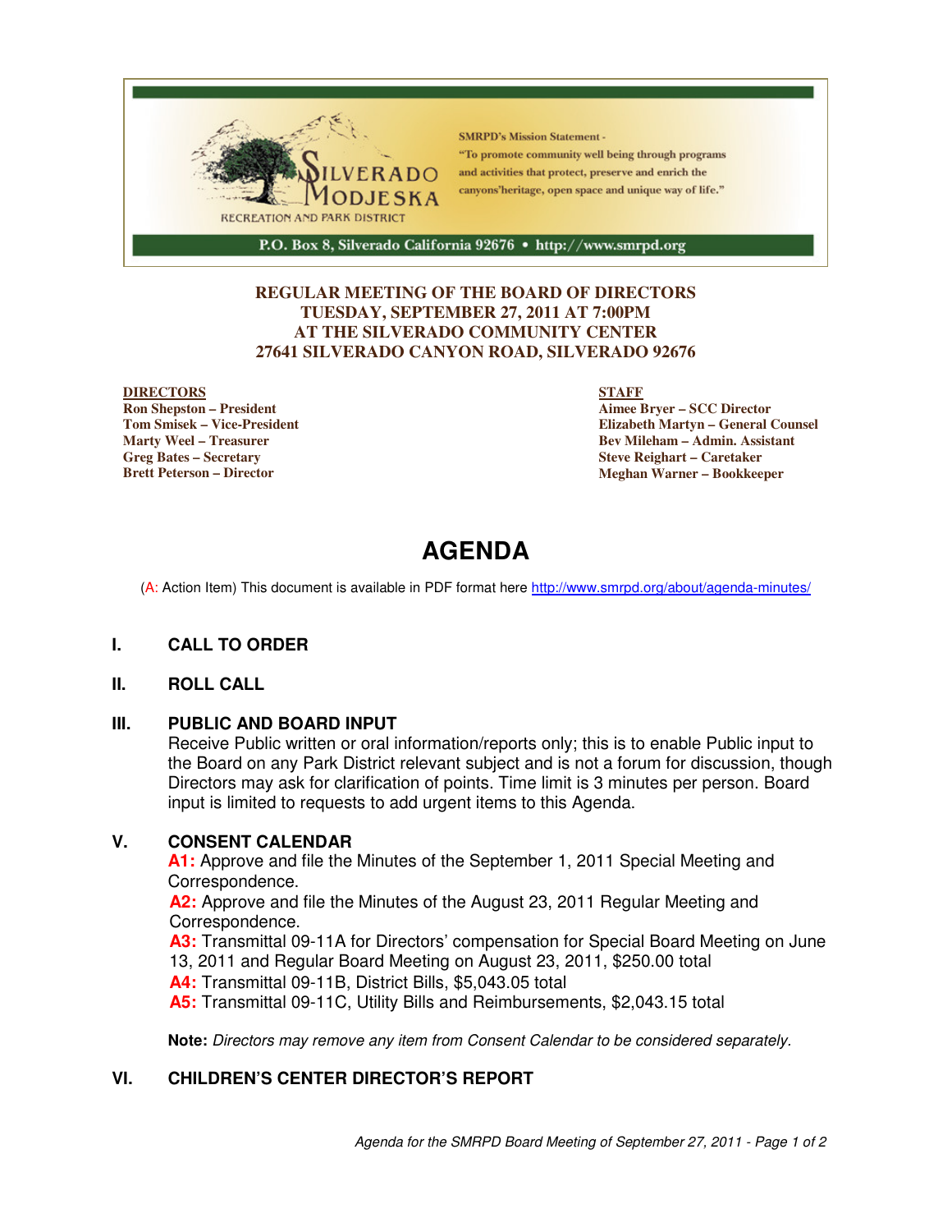SILVERADO MODJESKA
RECREATION AND PARK DISTRICT

SMRPD's Mission Statement -
"To promote community well being through programs and activities that protect, preserve and enrich the canyons'heritage, open space and unique way of life."

P.O. Box 8, Silverado California 92676 • http://www.smrpd.org

**REGULAR MEETING OF THE BOARD OF DIRECTORS**
**TUESDAY, SEPTEMBER 27, 2011 AT 7:00PM**
**AT THE SILVERADO COMMUNITY CENTER**
**27641 SILVERADO CANYON ROAD, SILVERADO 92676**

**DIRECTORS**
**Ron Shepston – President**
**Tom Smisek – Vice-President**
**Marty Weel – Treasurer**
**Greg Bates – Secretary**
**Brett Peterson – Director**

**STAFF**
**Aimee Bryer – SCC Director**
**Elizabeth Martyn – General Counsel**
**Bev Mileham – Admin. Assistant**
**Steve Reighart – Caretaker**
**Meghan Warner – Bookkeeper**

# AGENDA

(A: Action Item) This document is available in PDF format here http://www.smrpd.org/about/agenda-minutes/

## I. CALL TO ORDER

## II. ROLL CALL

## III. PUBLIC AND BOARD INPUT

Receive Public written or oral information/reports only; this is to enable Public input to the Board on any Park District relevant subject and is not a forum for discussion, though Directors may ask for clarification of points. Time limit is 3 minutes per person. Board input is limited to requests to add urgent items to this Agenda.

## V. CONSENT CALENDAR

**A1:** Approve and file the Minutes of the September 1, 2011 Special Meeting and Correspondence.
**A2:** Approve and file the Minutes of the August 23, 2011 Regular Meeting and Correspondence.
**A3:** Transmittal 09-11A for Directors' compensation for Special Board Meeting on June 13, 2011 and Regular Board Meeting on August 23, 2011, $250.00 total
**A4:** Transmittal 09-11B, District Bills, $5,043.05 total
**A5:** Transmittal 09-11C, Utility Bills and Reimbursements, $2,043.15 total

**Note:** *Directors may remove any item from Consent Calendar to be considered separately.*

## VI. CHILDREN'S CENTER DIRECTOR'S REPORT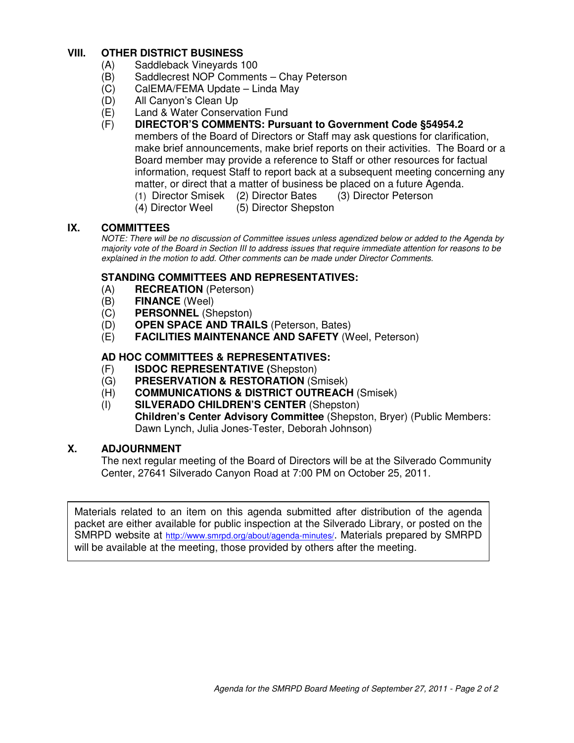## VIII. OTHER DISTRICT BUSINESS

(A) Saddleback Vineyards 100

(B) Saddlecrest NOP Comments – Chay Peterson

(C) CalEMA/FEMA Update – Linda May

(D) All Canyon's Clean Up

(E) Land & Water Conservation Fund

(F) **DIRECTOR'S COMMENTS: Pursuant to Government Code §54954.2** members of the Board of Directors or Staff may ask questions for clarification, make brief announcements, make brief reports on their activities. The Board or a Board member may provide a reference to Staff or other resources for factual information, request Staff to report back at a subsequent meeting concerning any matter, or direct that a matter of business be placed on a future Agenda.

(1) Director Smisek (2) Director Bates (3) Director Peterson
(4) Director Weel (5) Director Shepston

## IX. COMMITTEES

*NOTE: There will be no discussion of Committee issues unless agendized below or added to the Agenda by majority vote of the Board in Section III to address issues that require immediate attention for reasons to be explained in the motion to add. Other comments can be made under Director Comments.*

### STANDING COMMITTEES AND REPRESENTATIVES:

(A) **RECREATION** (Peterson)

(B) **FINANCE** (Weel)

(C) **PERSONNEL** (Shepston)

(D) **OPEN SPACE AND TRAILS** (Peterson, Bates)

(E) **FACILITIES MAINTENANCE AND SAFETY** (Weel, Peterson)

### AD HOC COMMITTEES & REPRESENTATIVES:

(F) **ISDOC REPRESENTATIVE (**Shepston)

(G) **PRESERVATION & RESTORATION** (Smisek)

(H) **COMMUNICATIONS & DISTRICT OUTREACH** (Smisek)

(I) **SILVERADO CHILDREN'S CENTER** (Shepston)
**Children's Center Advisory Committee** (Shepston, Bryer) (Public Members: Dawn Lynch, Julia Jones-Tester, Deborah Johnson)

## X. ADJOURNMENT

The next regular meeting of the Board of Directors will be at the Silverado Community Center, 27641 Silverado Canyon Road at 7:00 PM on October 25, 2011.

Materials related to an item on this agenda submitted after distribution of the agenda packet are either available for public inspection at the Silverado Library, or posted on the SMRPD website at http://www.smrpd.org/about/agenda-minutes/. Materials prepared by SMRPD will be available at the meeting, those provided by others after the meeting.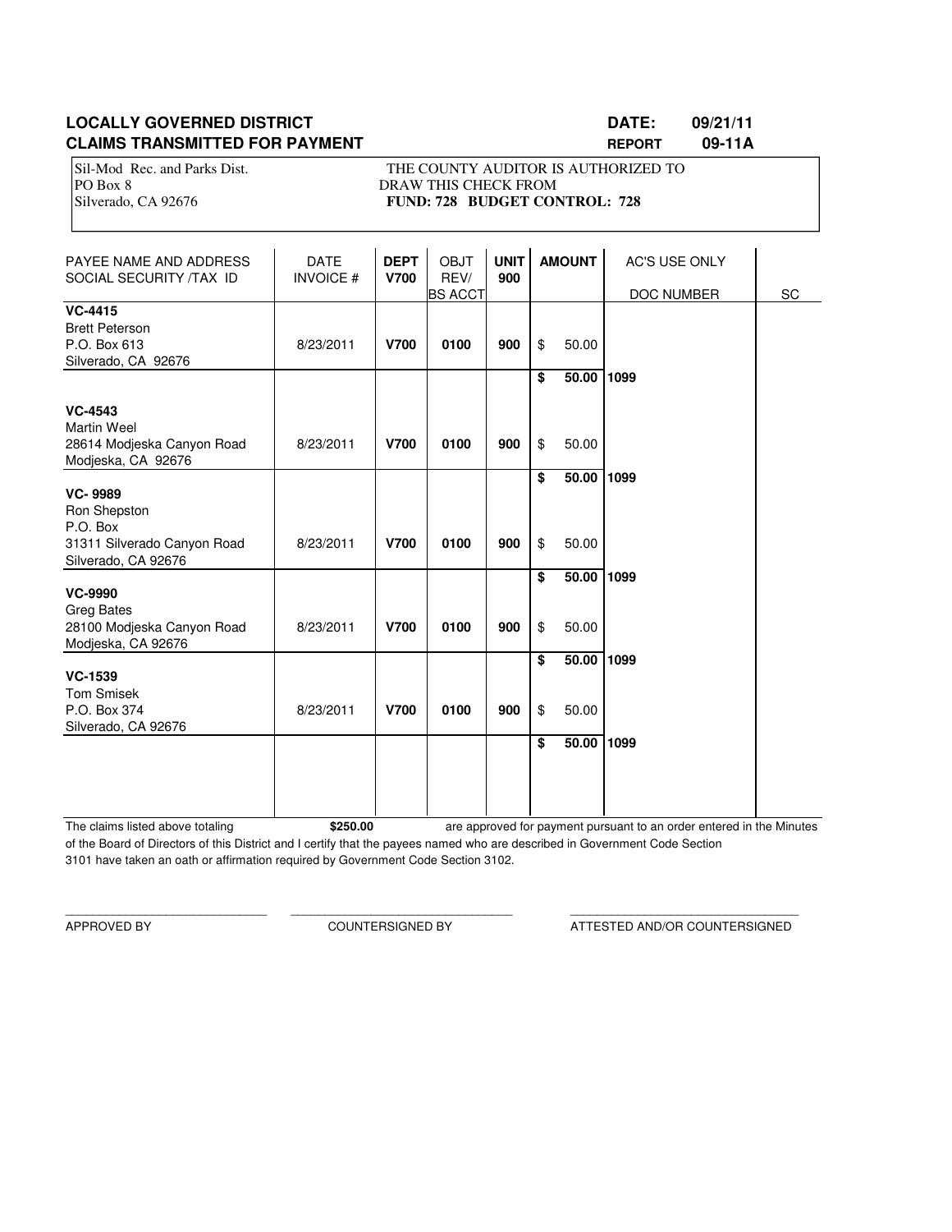**LOCALLY GOVERNED DISTRICT** **DATE: 09/21/11**

**CLAIMS TRANSMITTED FOR PAYMENT** **REPORT 09-11A**

Sil-Mod Rec. and Parks Dist.
PO Box 8
Silverado, CA 92676

THE COUNTY AUDITOR IS AUTHORIZED TO DRAW THIS CHECK FROM
**FUND: 728 BUDGET CONTROL: 728**

| PAYEE NAME AND ADDRESS SOCIAL SECURITY /TAX ID | DATE INVOICE # | DEPT V700 | OBJT REV/ BS ACCT | UNIT 900 | AMOUNT | AC'S USE ONLY DOC NUMBER | SC |
|---|---|---|---|---|---|---|---|
| **VC-4415** Brett Peterson P.O. Box 613 Silverado, CA 92676 | 8/23/2011 | **V700** | **0100** | **900** | $ 50.00 | | |
| | | | | | **$ 50.00** | **1099** | |
| **VC-4543** Martin Weel 28614 Modjeska Canyon Road Modjeska, CA 92676 | 8/23/2011 | **V700** | **0100** | **900** | $ 50.00 | | |
| | | | | | **$ 50.00** | **1099** | |
| **VC- 9989** Ron Shepston P.O. Box 31311 Silverado Canyon Road Silverado, CA 92676 | 8/23/2011 | **V700** | **0100** | **900** | $ 50.00 | | |
| | | | | | **$ 50.00** | **1099** | |
| **VC-9990** Greg Bates 28100 Modjeska Canyon Road Modjeska, CA 92676 | 8/23/2011 | **V700** | **0100** | **900** | $ 50.00 | | |
| | | | | | **$ 50.00** | **1099** | |
| **VC-1539** Tom Smisek P.O. Box 374 Silverado, CA 92676 | 8/23/2011 | **V700** | **0100** | **900** | $ 50.00 | | |
| | | | | | **$ 50.00** | **1099** | |

The claims listed above totaling **$250.00** are approved for payment pursuant to an order entered in the Minutes of the Board of Directors of this District and I certify that the payees named who are described in Government Code Section 3101 have taken an oath or affirmation required by Government Code Section 3102.

______________________________ APPROVED BY

______________________________ COUNTERSIGNED BY

______________________________ ATTESTED AND/OR COUNTERSIGNED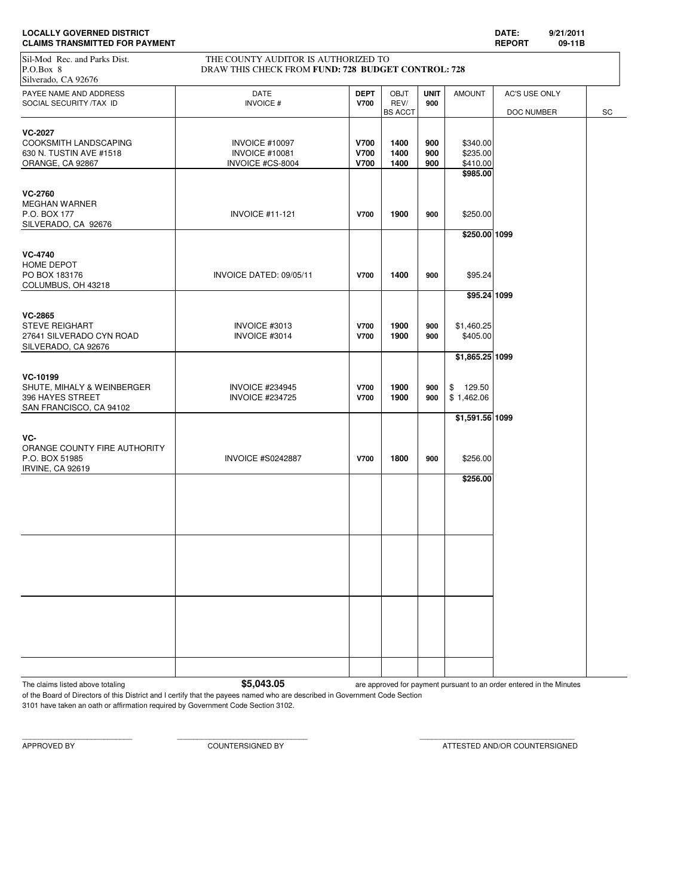**LOCALLY GOVERNED DISTRICT**
**CLAIMS TRANSMITTED FOR PAYMENT**

**DATE:** 9/21/2011
**REPORT** 09-11B

Sil-Mod Rec. and Parks Dist.
P.O.Box 8
Silverado, CA 92676

THE COUNTY AUDITOR IS AUTHORIZED TO DRAW THIS CHECK FROM **FUND: 728 BUDGET CONTROL: 728**

| PAYEE NAME AND ADDRESS / SOCIAL SECURITY /TAX ID | DATE / INVOICE # | DEPT V700 | OBJT REV/ BS ACCT | UNIT 900 | AMOUNT | AC'S USE ONLY / DOC NUMBER | SC |
|---|---|---|---|---|---|---|---|
| **VC-2027** | | | | | | | |
| COOKSMITH LANDSCAPING | INVOICE #10097 | **V700** | **1400** | **900** | $340.00 | | |
| 630 N. TUSTIN AVE #1518 | INVOICE #10081 | **V700** | **1400** | **900** | $235.00 | | |
| ORANGE, CA 92867 | INVOICE #CS-8004 | **V700** | **1400** | **900** | $410.00 | | |
| | | | | | **$985.00** | | |
| **VC-2760** | | | | | | | |
| MEGHAN WARNER | | | | | | | |
| P.O. BOX 177 | INVOICE #11-121 | **V700** | **1900** | **900** | $250.00 | | |
| SILVERADO, CA 92676 | | | | | | | |
| | | | | | **$250.00** | **1099** | |
| **VC-4740** | | | | | | | |
| HOME DEPOT | | | | | | | |
| PO BOX 183176 | INVOICE DATED: 09/05/11 | **V700** | **1400** | **900** | $95.24 | | |
| COLUMBUS, OH 43218 | | | | | | | |
| | | | | | **$95.24** | **1099** | |
| **VC-2865** | | | | | | | |
| STEVE REIGHART | INVOICE #3013 | **V700** | **1900** | **900** | $1,460.25 | | |
| 27641 SILVERADO CYN ROAD | INVOICE #3014 | **V700** | **1900** | **900** | $405.00 | | |
| SILVERADO, CA 92676 | | | | | | | |
| | | | | | **$1,865.25** | **1099** | |
| **VC-10199** | | | | | | | |
| SHUTE, MIHALY & WEINBERGER | INVOICE #234945 | **V700** | **1900** | **900** | $ 129.50 | | |
| 396 HAYES STREET | INVOICE #234725 | **V700** | **1900** | **900** | $ 1,462.06 | | |
| SAN FRANCISCO, CA 94102 | | | | | | | |
| | | | | | **$1,591.56** | **1099** | |
| **VC-** | | | | | | | |
| ORANGE COUNTY FIRE AUTHORITY | | | | | | | |
| P.O. BOX 51985 | INVOICE #S0242887 | **V700** | **1800** | **900** | $256.00 | | |
| IRVINE, CA 92619 | | | | | | | |
| | | | | | **$256.00** | | |

The claims listed above totaling **$5,043.05** are approved for payment pursuant to an order entered in the Minutes of the Board of Directors of this District and I certify that the payees named who are described in Government Code Section 3101 have taken an oath or affirmation required by Government Code Section 3102.

\_\_\_\_\_\_\_\_\_\_\_\_\_\_\_\_\_\_\_\_\_\_\_\_
APPROVED BY

\_\_\_\_\_\_\_\_\_\_\_\_\_\_\_\_\_\_\_\_\_\_\_\_
COUNTERSIGNED BY

\_\_\_\_\_\_\_\_\_\_\_\_\_\_\_\_\_\_\_\_\_\_\_\_
ATTESTED AND/OR COUNTERSIGNED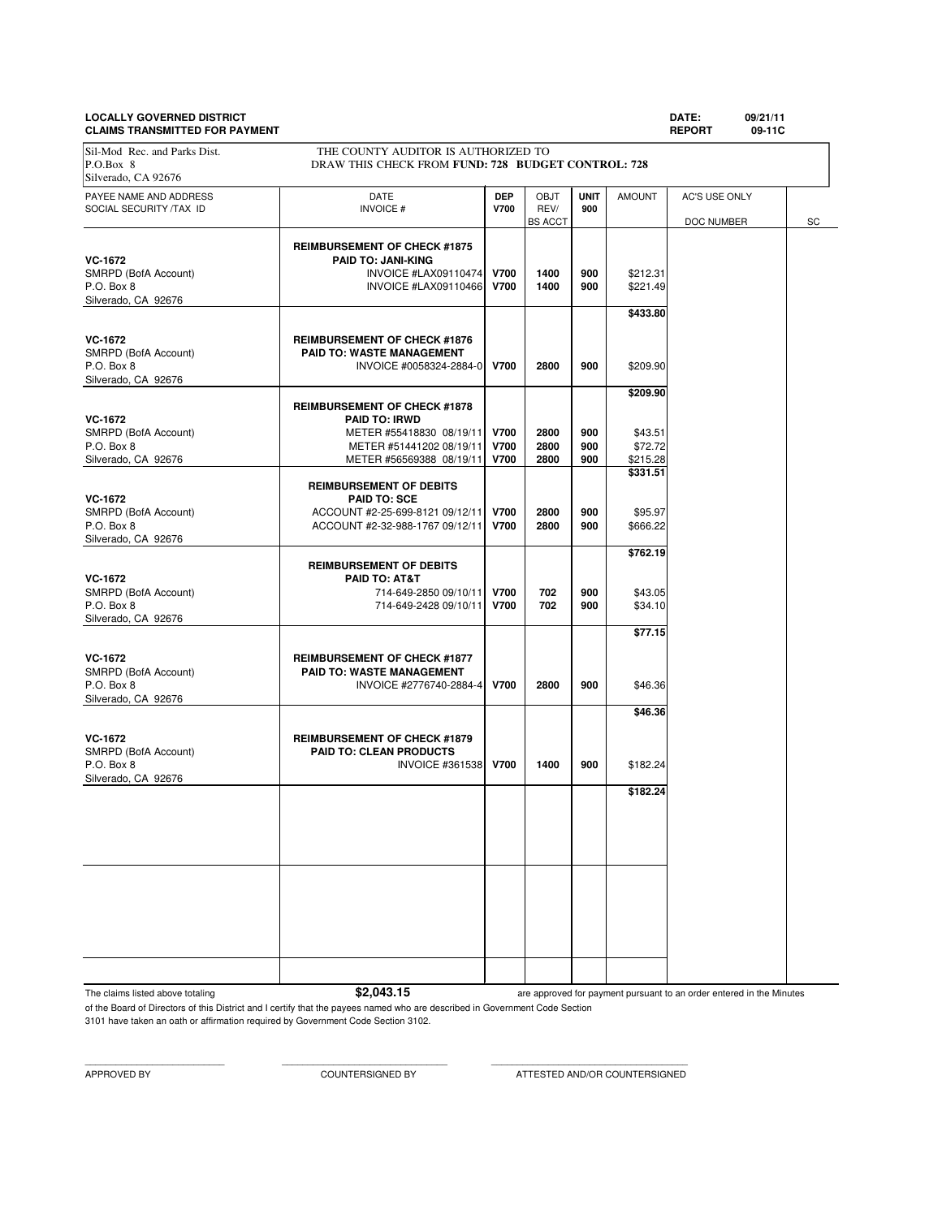**LOCALLY GOVERNED DISTRICT** **DATE: 09/21/11**
**CLAIMS TRANSMITTED FOR PAYMENT** **REPORT 09-11C**

Sil-Mod Rec. and Parks Dist.
P.O.Box 8
Silverado, CA 92676

THE COUNTY AUDITOR IS AUTHORIZED TO DRAW THIS CHECK FROM **FUND: 728 BUDGET CONTROL: 728**

| PAYEE NAME AND ADDRESS SOCIAL SECURITY /TAX ID | DATE INVOICE # | DEP V700 | OBJT REV/ BS ACCT | UNIT 900 | AMOUNT | AC'S USE ONLY DOC NUMBER | SC |
|---|---|---|---|---|---|---|---|
| **VC-1672** SMRPD (BofA Account) P.O. Box 8 Silverado, CA 92676 | **REIMBURSEMENT OF CHECK #1875** **PAID TO: JANI-KING** | | | | | | |
| | INVOICE #LAX09110474 | **V700** | **1400** | **900** | $212.31 | | |
| | INVOICE #LAX09110466 | **V700** | **1400** | **900** | $221.49 | | |
| | | | | | **$433.80** | | |
| **VC-1672** SMRPD (BofA Account) P.O. Box 8 Silverado, CA 92676 | **REIMBURSEMENT OF CHECK #1876** **PAID TO: WASTE MANAGEMENT** | | | | | | |
| | INVOICE #0058324-2884-0 | **V700** | **2800** | **900** | $209.90 | | |
| | | | | | **$209.90** | | |
| **VC-1672** SMRPD (BofA Account) P.O. Box 8 Silverado, CA 92676 | **REIMBURSEMENT OF CHECK #1878** **PAID TO: IRWD** | | | | | | |
| | METER #55418830 08/19/11 | **V700** | **2800** | **900** | $43.51 | | |
| | METER #51441202 08/19/11 | **V700** | **2800** | **900** | $72.72 | | |
| | METER #56569388 08/19/11 | **V700** | **2800** | **900** | $215.28 | | |
| | | | | | **$331.51** | | |
| **VC-1672** SMRPD (BofA Account) P.O. Box 8 Silverado, CA 92676 | **REIMBURSEMENT OF DEBITS** **PAID TO: SCE** | | | | | | |
| | ACCOUNT #2-25-699-8121 09/12/11 | **V700** | **2800** | **900** | $95.97 | | |
| | ACCOUNT #2-32-988-1767 09/12/11 | **V700** | **2800** | **900** | $666.22 | | |
| | | | | | **$762.19** | | |
| **VC-1672** SMRPD (BofA Account) P.O. Box 8 Silverado, CA 92676 | **REIMBURSEMENT OF DEBITS** **PAID TO: AT&T** | | | | | | |
| | 714-649-2850 09/10/11 | **V700** | **702** | **900** | $43.05 | | |
| | 714-649-2428 09/10/11 | **V700** | **702** | **900** | $34.10 | | |
| | | | | | **$77.15** | | |
| **VC-1672** SMRPD (BofA Account) P.O. Box 8 Silverado, CA 92676 | **REIMBURSEMENT OF CHECK #1877** **PAID TO: WASTE MANAGEMENT** | | | | | | |
| | INVOICE #2776740-2884-4 | **V700** | **2800** | **900** | $46.36 | | |
| | | | | | **$46.36** | | |
| **VC-1672** SMRPD (BofA Account) P.O. Box 8 Silverado, CA 92676 | **REIMBURSEMENT OF CHECK #1879** **PAID TO: CLEAN PRODUCTS** | | | | | | |
| | INVOICE #361538 | **V700** | **1400** | **900** | $182.24 | | |
| | | | | | **$182.24** | | |

The claims listed above totaling **$2,043.15** are approved for payment pursuant to an order entered in the Minutes of the Board of Directors of this District and I certify that the payees named who are described in Government Code Section 3101 have taken an oath or affirmation required by Government Code Section 3102.

\_\_\_\_\_\_\_\_\_\_\_\_\_\_\_\_\_\_\_\_\_\_\_\_ APPROVED BY

\_\_\_\_\_\_\_\_\_\_\_\_\_\_\_\_\_\_\_\_\_\_\_\_ COUNTERSIGNED BY

\_\_\_\_\_\_\_\_\_\_\_\_\_\_\_\_\_\_\_\_\_\_\_\_ ATTESTED AND/OR COUNTERSIGNED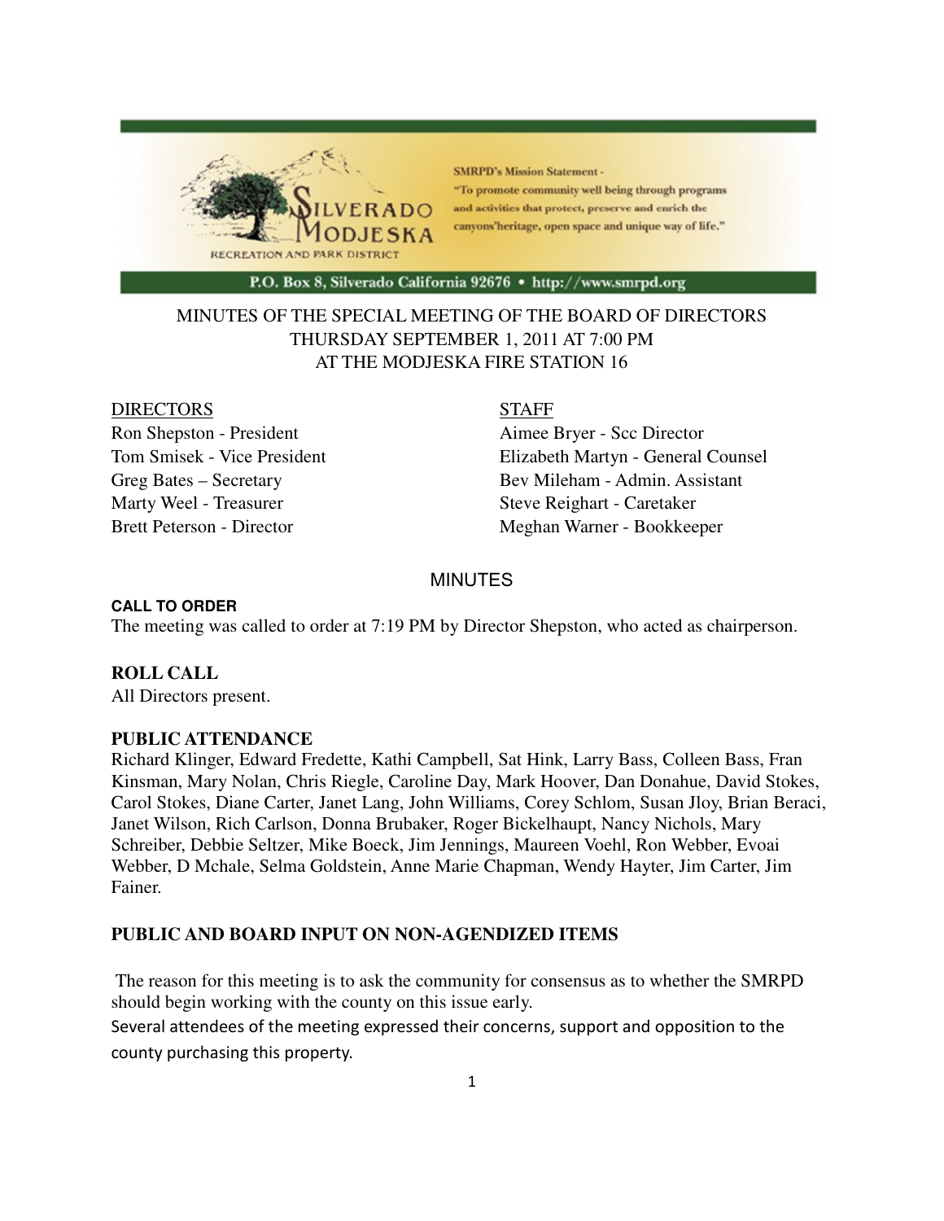SMRPD's Mission Statement - "To promote community well being through programs and activities that protect, preserve and enrich the canyons'heritage, open space and unique way of life."

P.O. Box 8, Silverado California 92676 • http://www.smrpd.org

MINUTES OF THE SPECIAL MEETING OF THE BOARD OF DIRECTORS
THURSDAY SEPTEMBER 1, 2011 AT 7:00 PM
AT THE MODJESKA FIRE STATION 16

| DIRECTORS | STAFF |
|---|---|
| Ron Shepston - President | Aimee Bryer - Scc Director |
| Tom Smisek - Vice President | Elizabeth Martyn - General Counsel |
| Greg Bates – Secretary | Bev Mileham - Admin. Assistant |
| Marty Weel - Treasurer | Steve Reighart - Caretaker |
| Brett Peterson - Director | Meghan Warner - Bookkeeper |

## MINUTES

**CALL TO ORDER**

The meeting was called to order at 7:19 PM by Director Shepston, who acted as chairperson.

**ROLL CALL**

All Directors present.

**PUBLIC ATTENDANCE**

Richard Klinger, Edward Fredette, Kathi Campbell, Sat Hink, Larry Bass, Colleen Bass, Fran Kinsman, Mary Nolan, Chris Riegle, Caroline Day, Mark Hoover, Dan Donahue, David Stokes, Carol Stokes, Diane Carter, Janet Lang, John Williams, Corey Schlom, Susan Jloy, Brian Beraci, Janet Wilson, Rich Carlson, Donna Brubaker, Roger Bickelhaupt, Nancy Nichols, Mary Schreiber, Debbie Seltzer, Mike Boeck, Jim Jennings, Maureen Voehl, Ron Webber, Evoai Webber, D Mchale, Selma Goldstein, Anne Marie Chapman, Wendy Hayter, Jim Carter, Jim Fainer.

**PUBLIC AND BOARD INPUT ON NON-AGENDIZED ITEMS**

The reason for this meeting is to ask the community for consensus as to whether the SMRPD should begin working with the county on this issue early.

Several attendees of the meeting expressed their concerns, support and opposition to the county purchasing this property.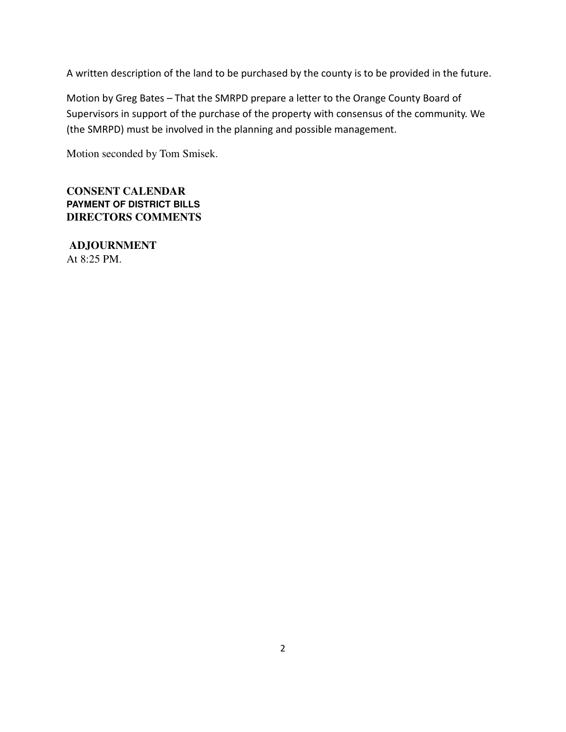A written description of the land to be purchased by the county is to be provided in the future.

Motion by Greg Bates – That the SMRPD prepare a letter to the Orange County Board of Supervisors in support of the purchase of the property with consensus of the community. We (the SMRPD) must be involved in the planning and possible management.

Motion seconded by Tom Smisek.

**CONSENT CALENDAR**
**PAYMENT OF DISTRICT BILLS**
**DIRECTORS COMMENTS**

**ADJOURNMENT**
At 8:25 PM.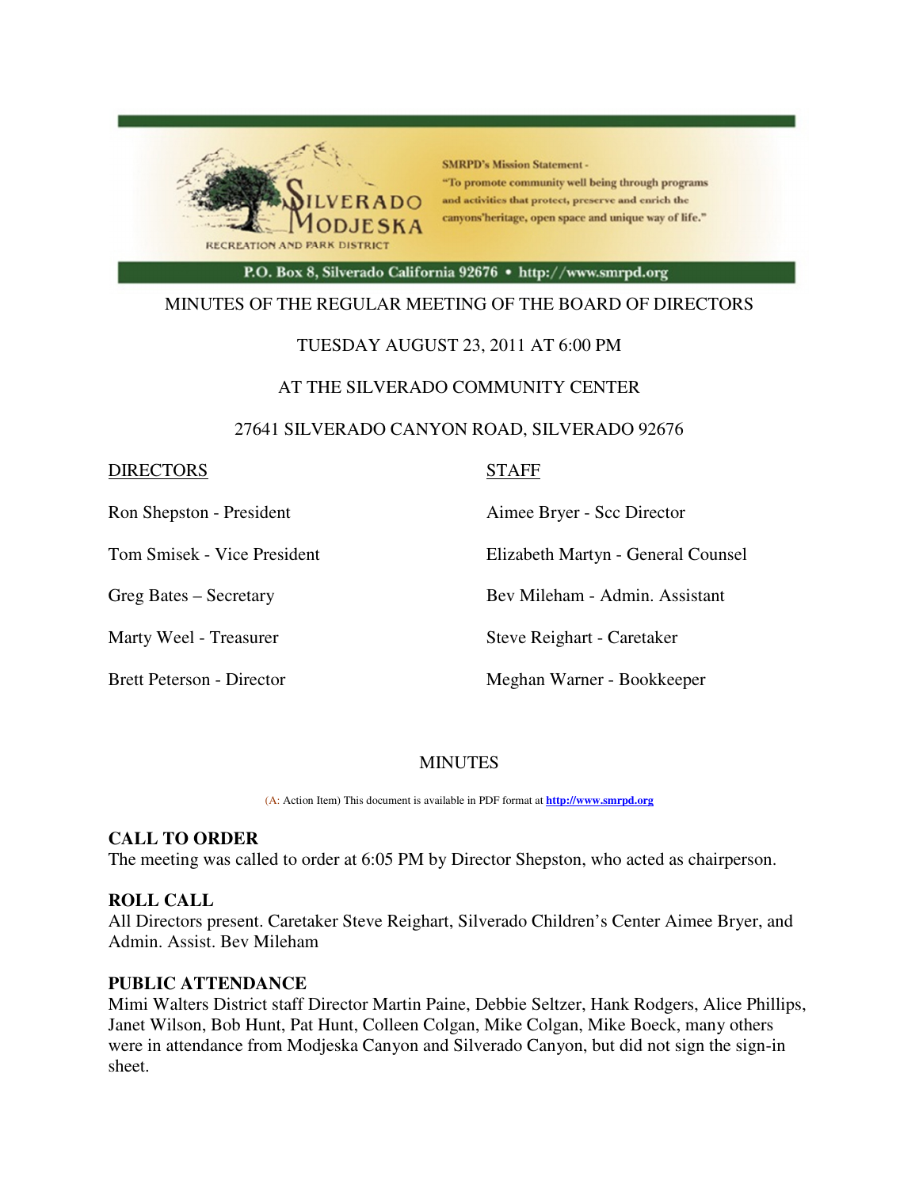SMRPD's Mission Statement - "To promote community well being through programs and activities that protect, preserve and enrich the canyons'heritage, open space and unique way of life."

SILVERADO MODJESKA RECREATION AND PARK DISTRICT

P.O. Box 8, Silverado California 92676 • http://www.smrpd.org

MINUTES OF THE REGULAR MEETING OF THE BOARD OF DIRECTORS

TUESDAY AUGUST 23, 2011 AT 6:00 PM

AT THE SILVERADO COMMUNITY CENTER

27641 SILVERADO CANYON ROAD, SILVERADO 92676

| DIRECTORS | STAFF |
|---|---|
| Ron Shepston - President | Aimee Bryer - Scc Director |
| Tom Smisek - Vice President | Elizabeth Martyn - General Counsel |
| Greg Bates – Secretary | Bev Mileham - Admin. Assistant |
| Marty Weel - Treasurer | Steve Reighart - Caretaker |
| Brett Peterson - Director | Meghan Warner - Bookkeeper |

MINUTES

(A: Action Item) This document is available in PDF format at **http://www.smrpd.org**

**CALL TO ORDER**
The meeting was called to order at 6:05 PM by Director Shepston, who acted as chairperson.

**ROLL CALL**
All Directors present. Caretaker Steve Reighart, Silverado Children's Center Aimee Bryer, and Admin. Assist. Bev Mileham

**PUBLIC ATTENDANCE**
Mimi Walters District staff Director Martin Paine, Debbie Seltzer, Hank Rodgers, Alice Phillips, Janet Wilson, Bob Hunt, Pat Hunt, Colleen Colgan, Mike Colgan, Mike Boeck, many others were in attendance from Modjeska Canyon and Silverado Canyon, but did not sign the sign-in sheet.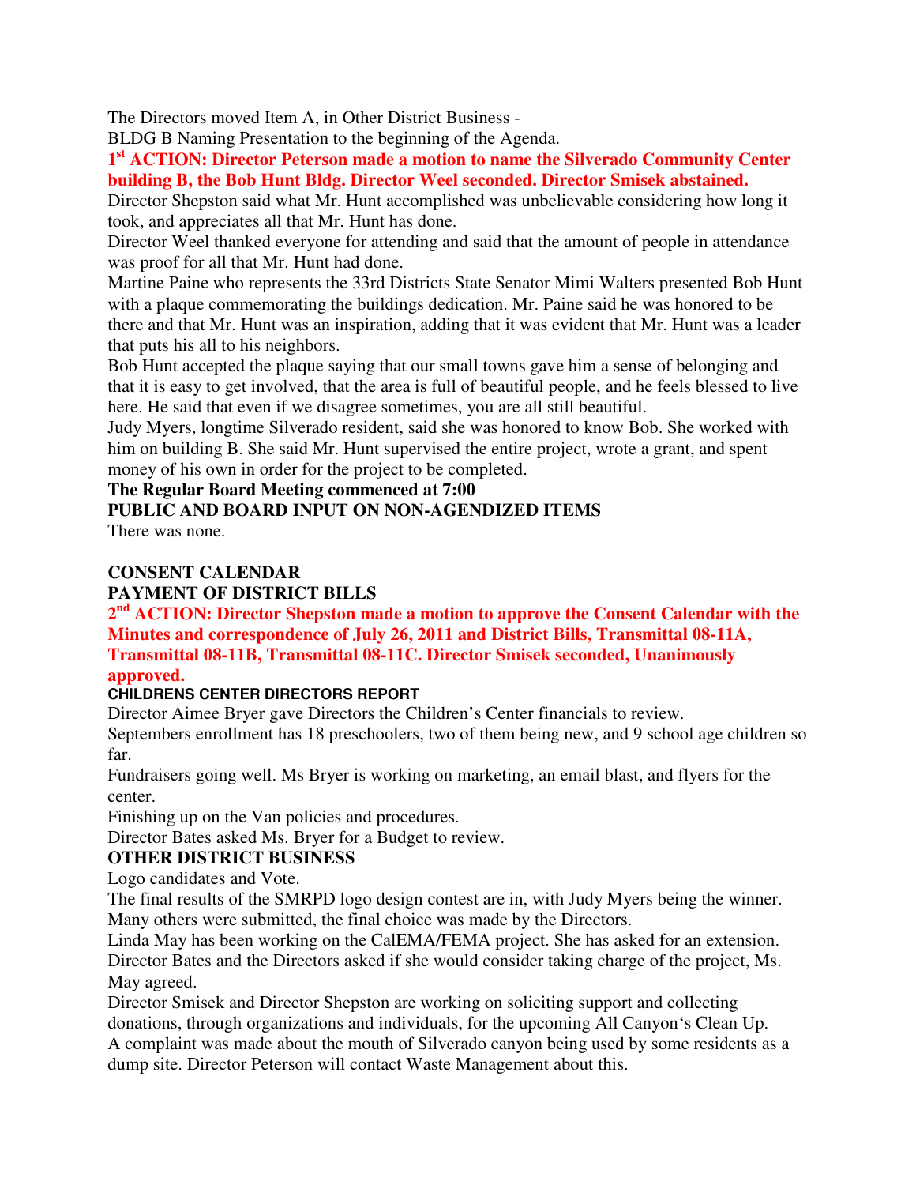The Directors moved Item A, in Other District Business -
BLDG B Naming Presentation to the beginning of the Agenda.

**1st ACTION: Director Peterson made a motion to name the Silverado Community Center building B, the Bob Hunt Bldg. Director Weel seconded. Director Smisek abstained.**

Director Shepston said what Mr. Hunt accomplished was unbelievable considering how long it took, and appreciates all that Mr. Hunt has done.

Director Weel thanked everyone for attending and said that the amount of people in attendance was proof for all that Mr. Hunt had done.

Martine Paine who represents the 33rd Districts State Senator Mimi Walters presented Bob Hunt with a plaque commemorating the buildings dedication. Mr. Paine said he was honored to be there and that Mr. Hunt was an inspiration, adding that it was evident that Mr. Hunt was a leader that puts his all to his neighbors.

Bob Hunt accepted the plaque saying that our small towns gave him a sense of belonging and that it is easy to get involved, that the area is full of beautiful people, and he feels blessed to live here. He said that even if we disagree sometimes, you are all still beautiful.

Judy Myers, longtime Silverado resident, said she was honored to know Bob. She worked with him on building B. She said Mr. Hunt supervised the entire project, wrote a grant, and spent money of his own in order for the project to be completed.

**The Regular Board Meeting commenced at 7:00**

**PUBLIC AND BOARD INPUT ON NON-AGENDIZED ITEMS**

There was none.

**CONSENT CALENDAR**

**PAYMENT OF DISTRICT BILLS**

**2nd ACTION: Director Shepston made a motion to approve the Consent Calendar with the Minutes and correspondence of July 26, 2011 and District Bills, Transmittal 08-11A, Transmittal 08-11B, Transmittal 08-11C. Director Smisek seconded, Unanimously approved.**

**CHILDRENS CENTER DIRECTORS REPORT**

Director Aimee Bryer gave Directors the Children's Center financials to review.

Septembers enrollment has 18 preschoolers, two of them being new, and 9 school age children so far.

Fundraisers going well. Ms Bryer is working on marketing, an email blast, and flyers for the center.

Finishing up on the Van policies and procedures.

Director Bates asked Ms. Bryer for a Budget to review.

**OTHER DISTRICT BUSINESS**

Logo candidates and Vote.

The final results of the SMRPD logo design contest are in, with Judy Myers being the winner. Many others were submitted, the final choice was made by the Directors.

Linda May has been working on the CalEMA/FEMA project. She has asked for an extension. Director Bates and the Directors asked if she would consider taking charge of the project, Ms. May agreed.

Director Smisek and Director Shepston are working on soliciting support and collecting donations, through organizations and individuals, for the upcoming All Canyon's Clean Up.

A complaint was made about the mouth of Silverado canyon being used by some residents as a dump site. Director Peterson will contact Waste Management about this.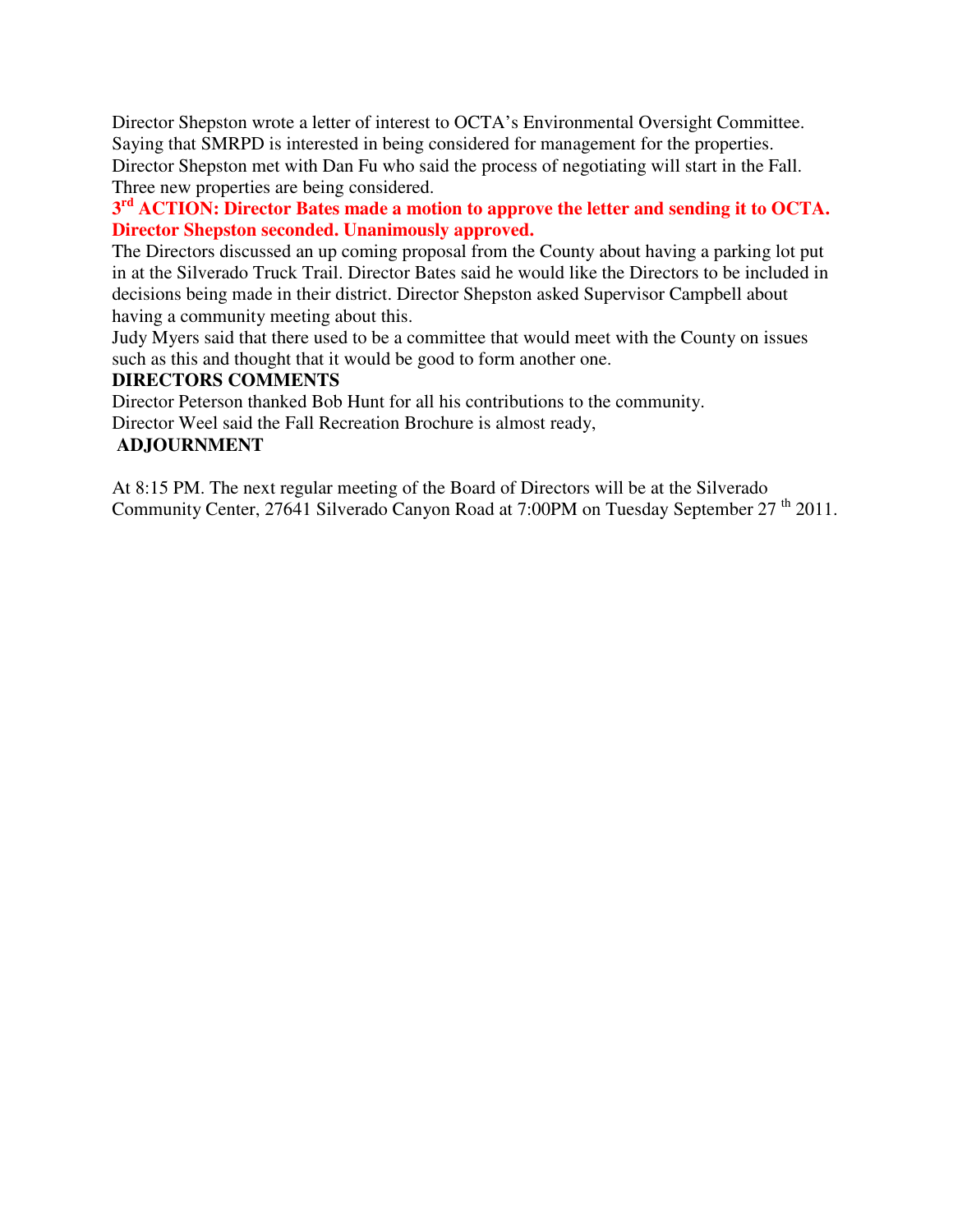Director Shepston wrote a letter of interest to OCTA's Environmental Oversight Committee. Saying that SMRPD is interested in being considered for management for the properties. Director Shepston met with Dan Fu who said the process of negotiating will start in the Fall. Three new properties are being considered.

**3rd ACTION: Director Bates made a motion to approve the letter and sending it to OCTA. Director Shepston seconded. Unanimously approved.**

The Directors discussed an up coming proposal from the County about having a parking lot put in at the Silverado Truck Trail. Director Bates said he would like the Directors to be included in decisions being made in their district. Director Shepston asked Supervisor Campbell about having a community meeting about this.

Judy Myers said that there used to be a committee that would meet with the County on issues such as this and thought that it would be good to form another one.

**DIRECTORS COMMENTS**

Director Peterson thanked Bob Hunt for all his contributions to the community.

Director Weel said the Fall Recreation Brochure is almost ready,

**ADJOURNMENT**

At 8:15 PM. The next regular meeting of the Board of Directors will be at the Silverado Community Center, 27641 Silverado Canyon Road at 7:00PM on Tuesday September 27th 2011.